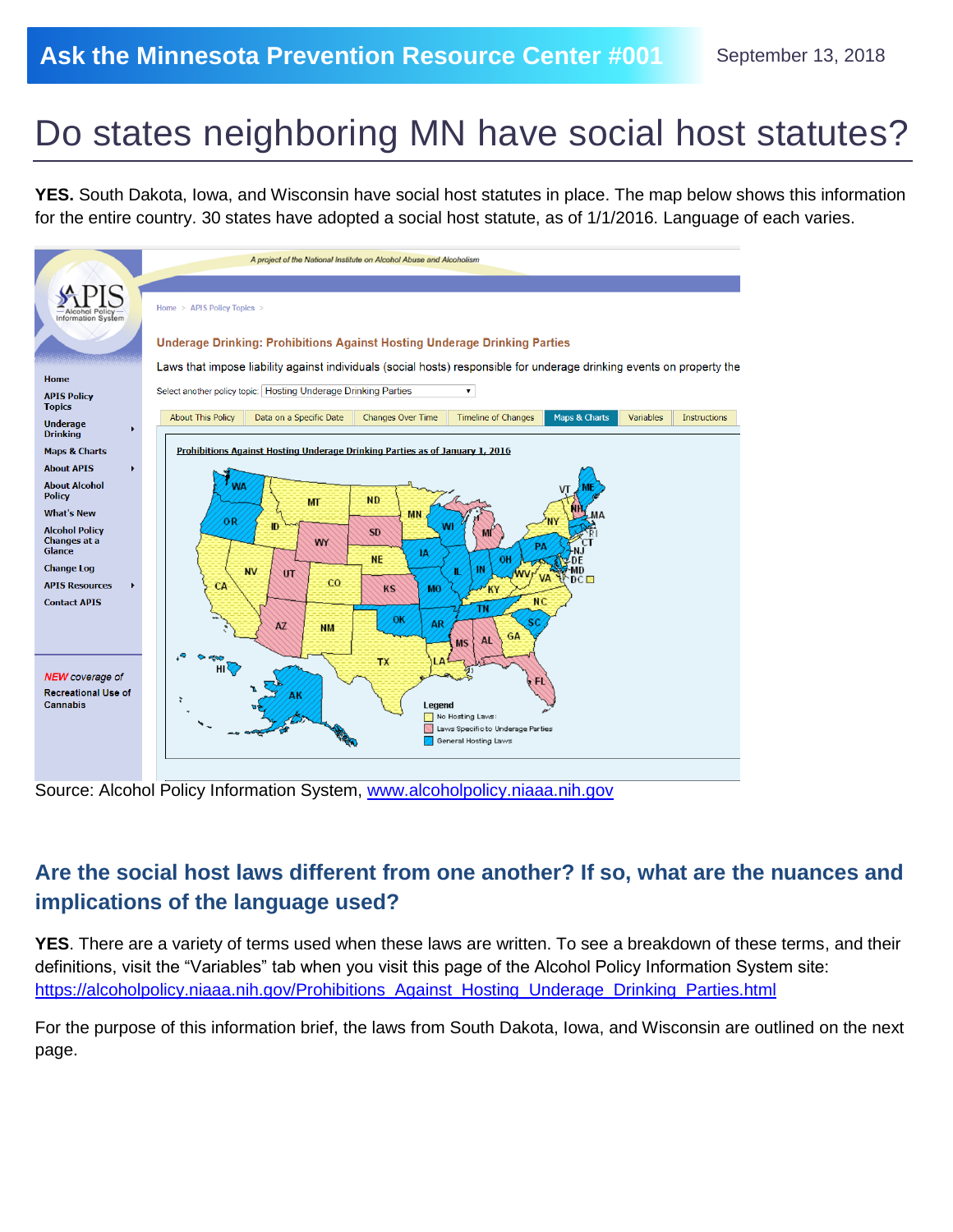Ask the Minnesota Prevention Resource Center #001

September 13, 2018

# Do states neighboring MN have social host statutes?

**YES.** South Dakota, Iowa, and Wisconsin have social host statutes in place. The map below shows this information for the entire country. 30 states have adopted a social host statute, as of 1/1/2016. Language of each varies.

Source: Alcohol Policy Information System, [www.alcoholpolicy.niaaa.nih.gov](http://www.alcoholpolicy.niaaa.nih.gov)

## Are the social host laws different from one another? If so, what are the nuances and implications of the language used?

**YES**. There are a variety of terms used when these laws are written. To see a breakdown of these terms, and their definitions, visit the "Variables" tab when you visit this page of the Alcohol Policy Information System site: [https://alcoholpolicy.niaaa.nih.gov/Prohibitions_Against_Hosting_Underage_Drinking_Parties.html](https://alcoholpolicy.niaaa.nih.gov/Prohibitions_Against_Hosting_Underage_Drinking_Parties.html)

For the purpose of this information brief, the laws from South Dakota, Iowa, and Wisconsin are outlined on the next page.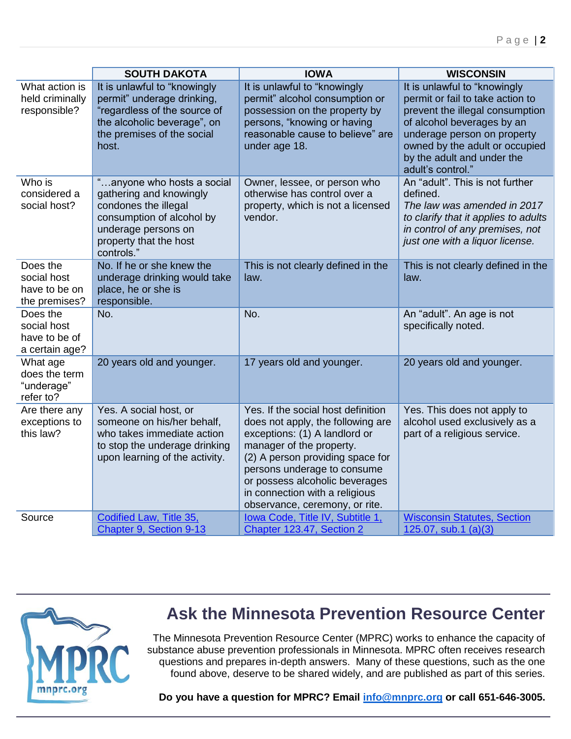| | SOUTH DAKOTA | IOWA | WISCONSIN |
|---|---|---|---|
| What action is held criminally responsible? | It is unlawful to "knowingly permit" underage drinking, "regardless of the source of the alcoholic beverage", on the premises of the social host. | It is unlawful to "knowingly permit" alcohol consumption or possession on the property by persons, "knowing or having reasonable cause to believe" are under age 18. | It is unlawful to "knowingly permit or fail to take action to prevent the illegal consumption of alcohol beverages by an underage person on property owned by the adult or occupied by the adult and under the adult's control." |
| Who is considered a social host? | "…anyone who hosts a social gathering and knowingly condones the illegal consumption of alcohol by underage persons on property that the host controls." | Owner, lessee, or person who otherwise has control over a property, which is not a licensed vendor. | An "adult". This is not further defined. *The law was amended in 2017 to clarify that it applies to adults in control of any premises, not just one with a liquor license.* |
| Does the social host have to be on the premises? | No. If he or she knew the underage drinking would take place, he or she is responsible. | This is not clearly defined in the law. | This is not clearly defined in the law. |
| Does the social host have to be of a certain age? | No. | No. | An "adult". An age is not specifically noted. |
| What age does the term "underage" refer to? | 20 years old and younger. | 17 years old and younger. | 20 years old and younger. |
| Are there any exceptions to this law? | Yes. A social host, or someone on his/her behalf, who takes immediate action to stop the underage drinking upon learning of the activity. | Yes. If the social host definition does not apply, the following are exceptions: (1) A landlord or manager of the property. (2) A person providing space for persons underage to consume or possess alcoholic beverages in connection with a religious observance, ceremony, or rite. | Yes. This does not apply to alcohol used exclusively as a part of a religious service. |
| Source | Codified Law, Title 35, Chapter 9, Section 9-13 | Iowa Code, Title IV, Subtitle 1, Chapter 123.47, Section 2 | Wisconsin Statutes, Section 125.07, sub.1 (a)(3) |

## Ask the Minnesota Prevention Resource Center

The Minnesota Prevention Resource Center (MPRC) works to enhance the capacity of substance abuse prevention professionals in Minnesota. MPRC often receives research questions and prepares in-depth answers. Many of these questions, such as the one found above, deserve to be shared widely, and are published as part of this series.

**Do you have a question for MPRC? Email info@mnprc.org or call 651-646-3005.**